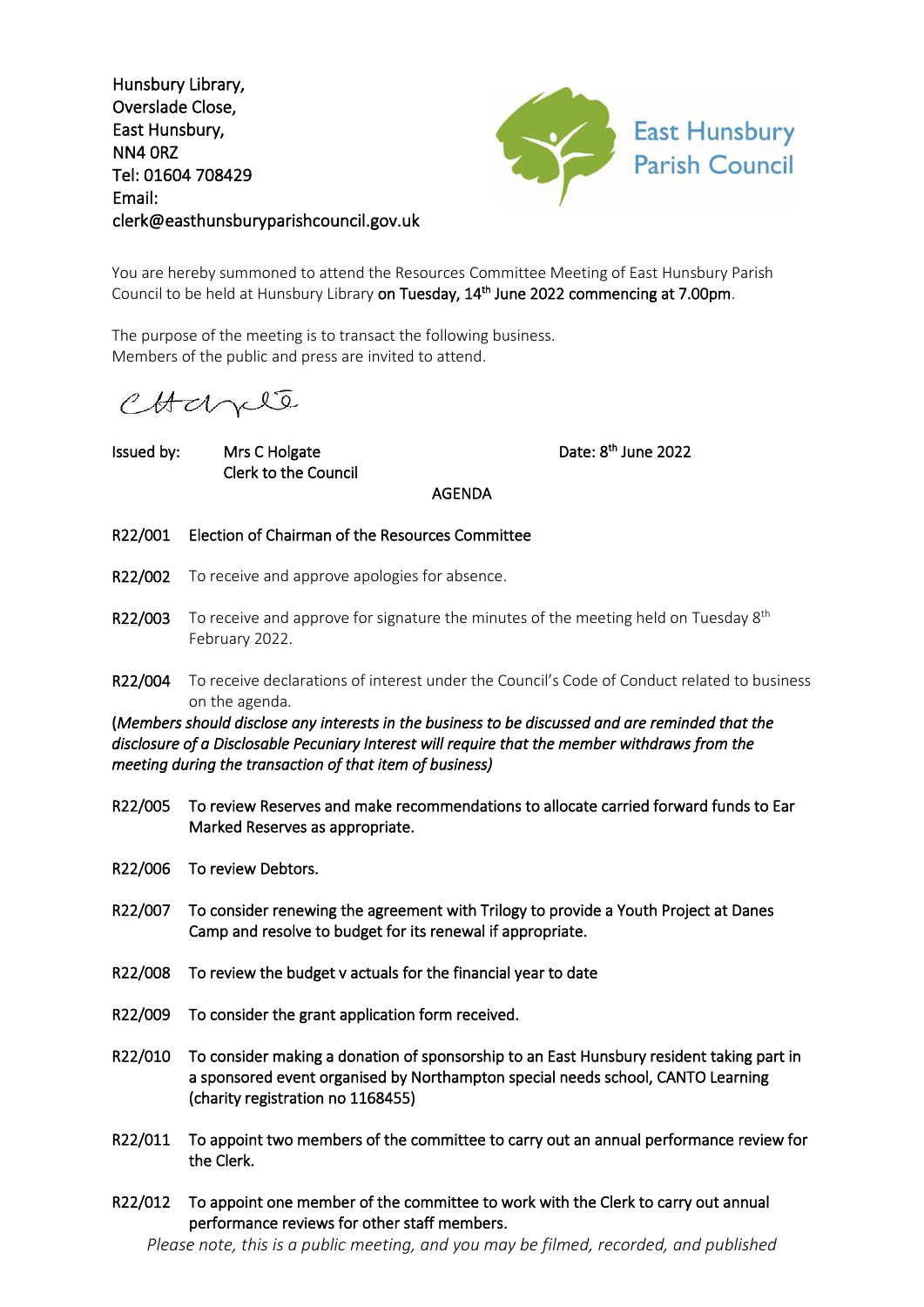Hunsbury Library,
Overslade Close,
East Hunsbury,
NN4 0RZ
Tel: 01604 708429
Email:
clerk@easthunsburyparishcouncil.gov.uk

East Hunsbury Parish Council

You are hereby summoned to attend the Resources Committee Meeting of East Hunsbury Parish Council to be held at Hunsbury Library **on Tuesday, 14th June 2022 commencing at 7.00pm**.

The purpose of the meeting is to transact the following business.
Members of the public and press are invited to attend.

Issued by: Mrs C Holgate
Clerk to the Council

Date: 8th June 2022

AGENDA

**R22/001** **Election of Chairman of the Resources Committee**

**R22/002** To receive and approve apologies for absence.

**R22/003** To receive and approve for signature the minutes of the meeting held on Tuesday 8th February 2022.

**R22/004** To receive declarations of interest under the Council's Code of Conduct related to business on the agenda.

*(Members should disclose any interests in the business to be discussed and are reminded that the disclosure of a Disclosable Pecuniary Interest will require that the member withdraws from the meeting during the transaction of that item of business)*

**R22/005** **To review Reserves and make recommendations to allocate carried forward funds to Ear Marked Reserves as appropriate.**

**R22/006** **To review Debtors.**

**R22/007** **To consider renewing the agreement with Trilogy to provide a Youth Project at Danes Camp and resolve to budget for its renewal if appropriate.**

**R22/008** **To review the budget v actuals for the financial year to date**

**R22/009** **To consider the grant application form received.**

**R22/010** **To consider making a donation of sponsorship to an East Hunsbury resident taking part in a sponsored event organised by Northampton special needs school, CANTO Learning (charity registration no 1168455)**

**R22/011** **To appoint two members of the committee to carry out an annual performance review for the Clerk.**

**R22/012** **To appoint one member of the committee to work with the Clerk to carry out annual performance reviews for other staff members.**

*Please note, this is a public meeting, and you may be filmed, recorded, and published*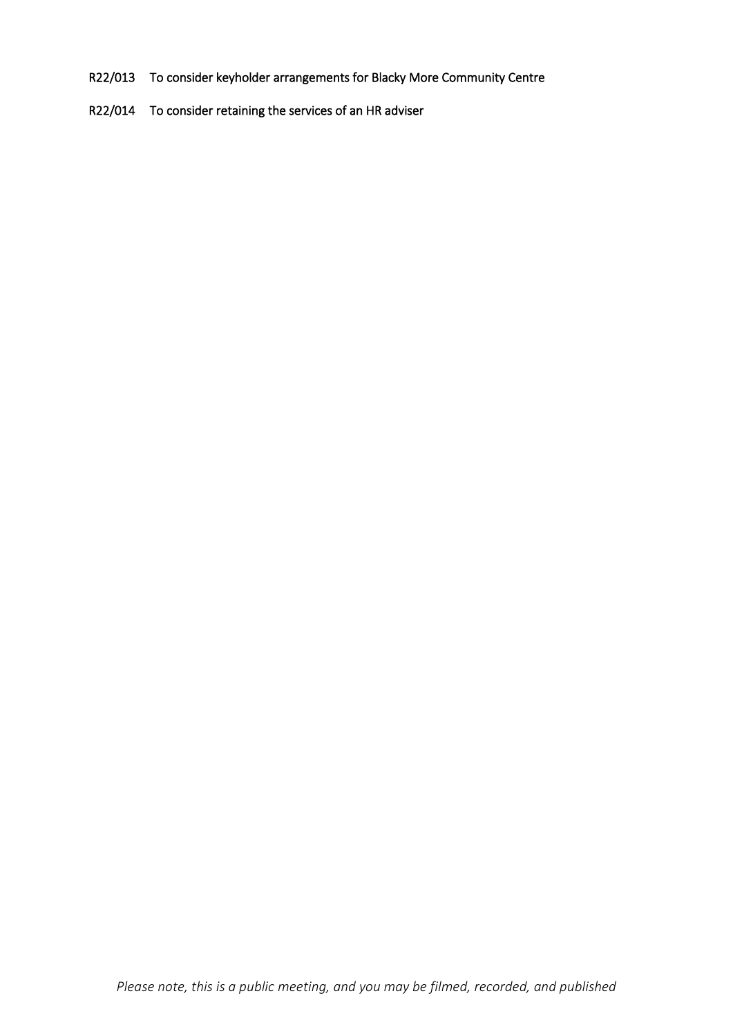R22/013 To consider keyholder arrangements for Blacky More Community Centre

R22/014 To consider retaining the services of an HR adviser

*Please note, this is a public meeting, and you may be filmed, recorded, and published*